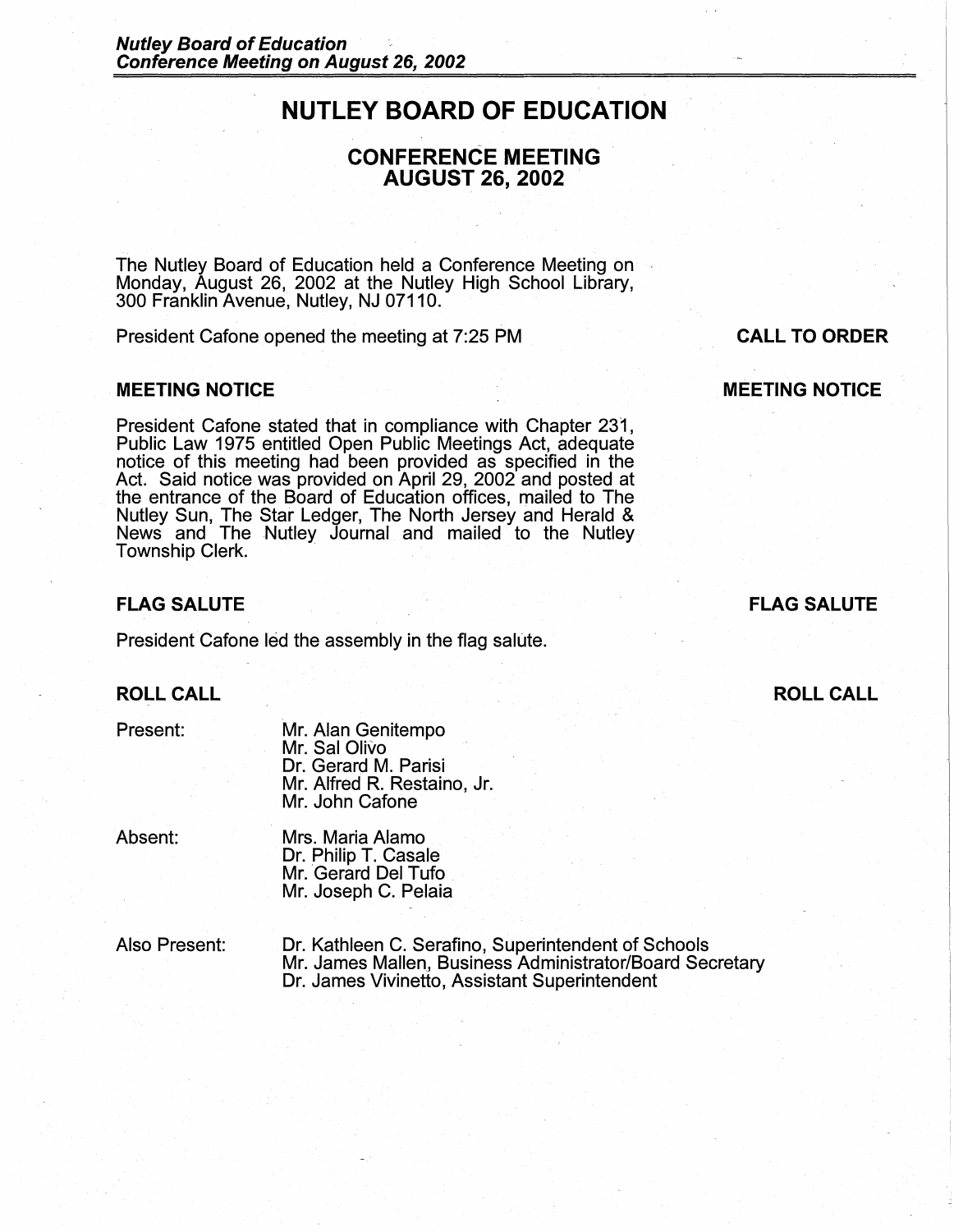# NUTLEY BOARD OF EDUCATION

## CONFERENCE MEETING
## AUGUST 26, 2002

The Nutley Board of Education held a Conference Meeting on Monday, August 26, 2002 at the Nutley High School Library, 300 Franklin Avenue, Nutley, NJ 07110.

**CALL TO ORDER**

President Cafone opened the meeting at 7:25 PM

### MEETING NOTICE

President Cafone stated that in compliance with Chapter 231, Public Law 1975 entitled Open Public Meetings Act, adequate notice of this meeting had been provided as specified in the Act. Said notice was provided on April 29, 2002 and posted at the entrance of the Board of Education offices, mailed to The Nutley Sun, The Star Ledger, The North Jersey and Herald & News and The Nutley Journal and mailed to the Nutley Township Clerk.

### FLAG SALUTE

President Cafone led the assembly in the flag salute.

### ROLL CALL

Present:
- Mr. Alan Genitempo
- Mr. Sal Olivo
- Dr. Gerard M. Parisi
- Mr. Alfred R. Restaino, Jr.
- Mr. John Cafone

Absent:
- Mrs. Maria Alamo
- Dr. Philip T. Casale
- Mr. Gerard Del Tufo
- Mr. Joseph C. Pelaia

Also Present:
- Dr. Kathleen C. Serafino, Superintendent of Schools
- Mr. James Mallen, Business Administrator/Board Secretary
- Dr. James Vivinetto, Assistant Superintendent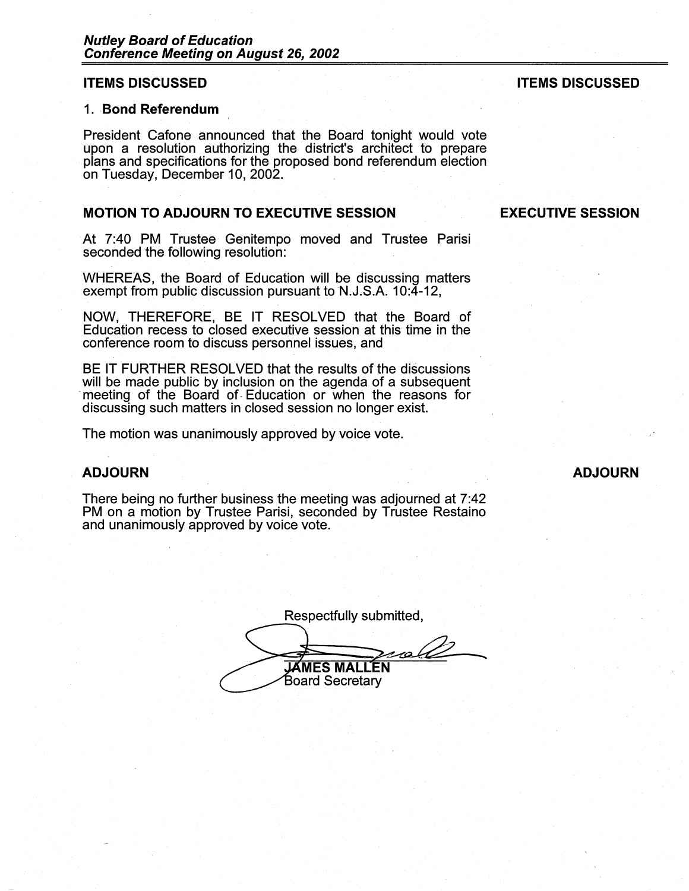***Nutley Board of Education***
***Conference Meeting on August 26, 2002***

**ITEMS DISCUSSED**

1. **Bond Referendum**

President Cafone announced that the Board tonight would vote upon a resolution authorizing the district's architect to prepare plans and specifications for the proposed bond referendum election on Tuesday, December 10, 2002.

**MOTION TO ADJOURN TO EXECUTIVE SESSION**

At 7:40 PM Trustee Genitempo moved and Trustee Parisi seconded the following resolution:

WHEREAS, the Board of Education will be discussing matters exempt from public discussion pursuant to N.J.S.A. 10:4-12,

NOW, THEREFORE, BE IT RESOLVED that the Board of Education recess to closed executive session at this time in the conference room to discuss personnel issues, and

BE IT FURTHER RESOLVED that the results of the discussions will be made public by inclusion on the agenda of a subsequent meeting of the Board of Education or when the reasons for discussing such matters in closed session no longer exist.

The motion was unanimously approved by voice vote.

**ADJOURN**

There being no further business the meeting was adjourned at 7:42 PM on a motion by Trustee Parisi, seconded by Trustee Restaino and unanimously approved by voice vote.

Respectfully submitted,

**JAMES MALLEN**
Board Secretary